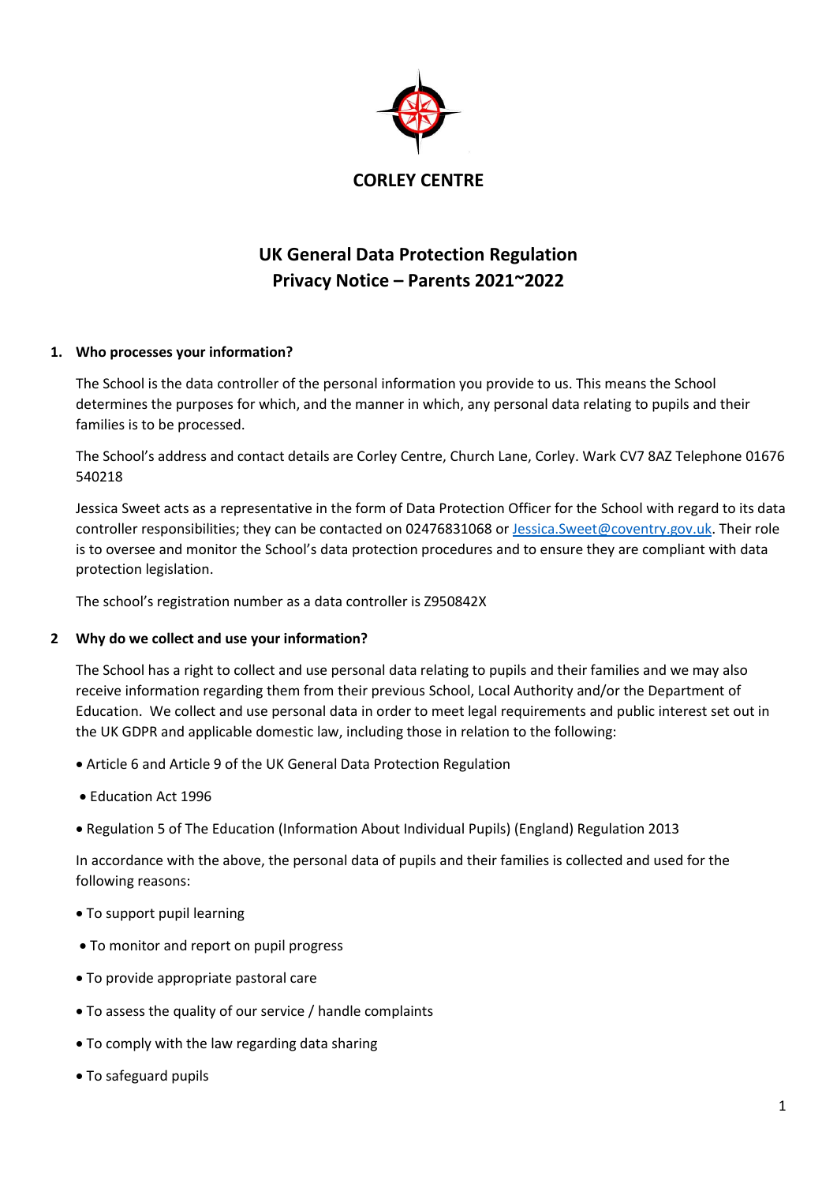**CORLEY CENTRE**

# UK General Data Protection Regulation
# Privacy Notice – Parents 2021~2022

## 1. Who processes your information?

The School is the data controller of the personal information you provide to us. This means the School determines the purposes for which, and the manner in which, any personal data relating to pupils and their families is to be processed.

The School's address and contact details are Corley Centre, Church Lane, Corley. Wark CV7 8AZ Telephone 01676 540218

Jessica Sweet acts as a representative in the form of Data Protection Officer for the School with regard to its data controller responsibilities; they can be contacted on 02476831068 or Jessica.Sweet@coventry.gov.uk. Their role is to oversee and monitor the School's data protection procedures and to ensure they are compliant with data protection legislation.

The school's registration number as a data controller is Z950842X

## 2 Why do we collect and use your information?

The School has a right to collect and use personal data relating to pupils and their families and we may also receive information regarding them from their previous School, Local Authority and/or the Department of Education. We collect and use personal data in order to meet legal requirements and public interest set out in the UK GDPR and applicable domestic law, including those in relation to the following:

- Article 6 and Article 9 of the UK General Data Protection Regulation
- Education Act 1996
- Regulation 5 of The Education (Information About Individual Pupils) (England) Regulation 2013

In accordance with the above, the personal data of pupils and their families is collected and used for the following reasons:

- To support pupil learning
- To monitor and report on pupil progress
- To provide appropriate pastoral care
- To assess the quality of our service / handle complaints
- To comply with the law regarding data sharing
- To safeguard pupils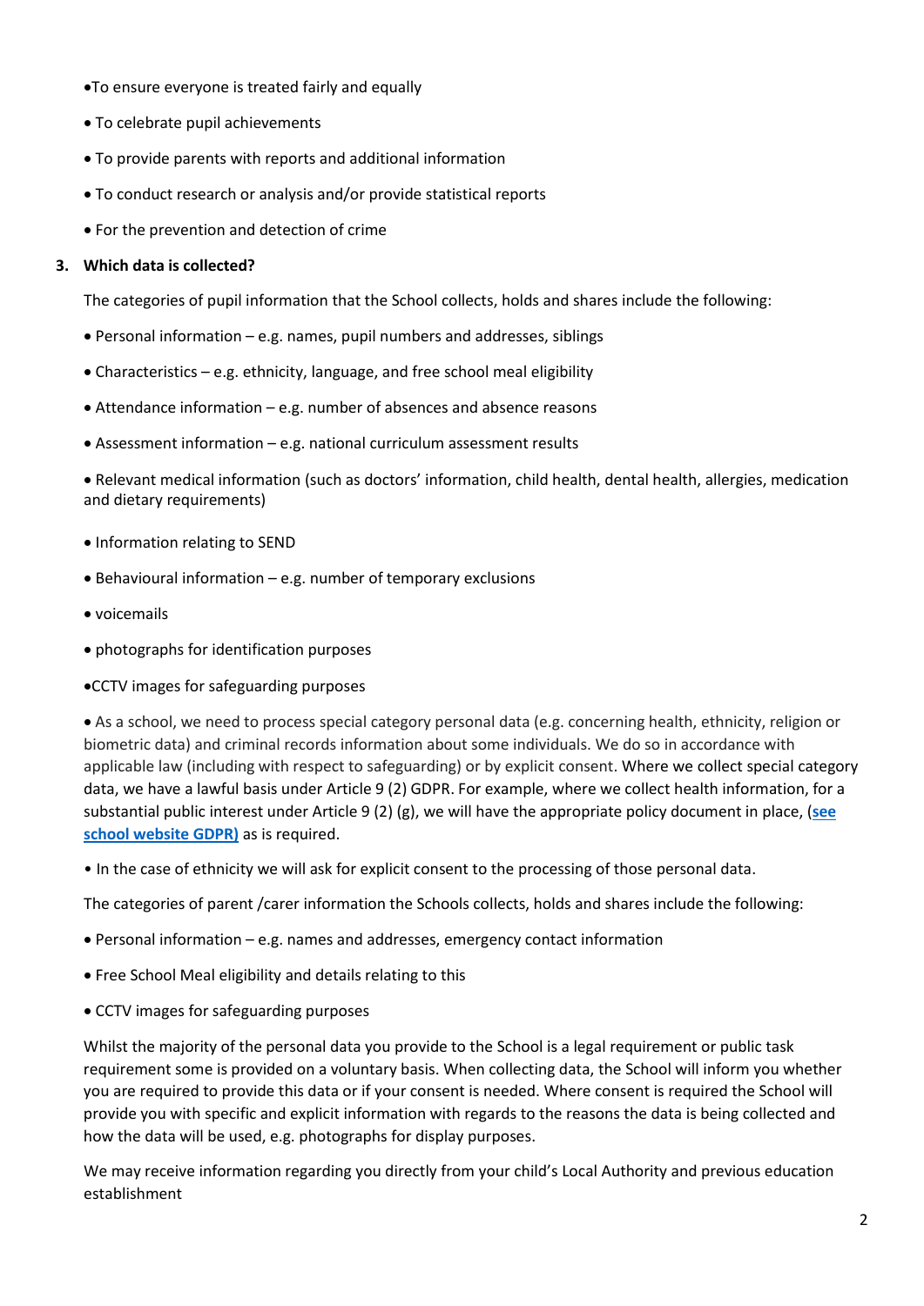- To ensure everyone is treated fairly and equally
- To celebrate pupil achievements
- To provide parents with reports and additional information
- To conduct research or analysis and/or provide statistical reports
- For the prevention and detection of crime

## 3. Which data is collected?

The categories of pupil information that the School collects, holds and shares include the following:

- Personal information – e.g. names, pupil numbers and addresses, siblings
- Characteristics – e.g. ethnicity, language, and free school meal eligibility
- Attendance information – e.g. number of absences and absence reasons
- Assessment information – e.g. national curriculum assessment results
- Relevant medical information (such as doctors' information, child health, dental health, allergies, medication and dietary requirements)
- Information relating to SEND
- Behavioural information – e.g. number of temporary exclusions
- voicemails
- photographs for identification purposes
- CCTV images for safeguarding purposes
- As a school, we need to process special category personal data (e.g. concerning health, ethnicity, religion or biometric data) and criminal records information about some individuals. We do so in accordance with applicable law (including with respect to safeguarding) or by explicit consent. Where we collect special category data, we have a lawful basis under Article 9 (2) GDPR. For example, where we collect health information, for a substantial public interest under Article 9 (2) (g), we will have the appropriate policy document in place, (**see school website GDPR)** as is required.
- In the case of ethnicity we will ask for explicit consent to the processing of those personal data.

The categories of parent /carer information the Schools collects, holds and shares include the following:

- Personal information – e.g. names and addresses, emergency contact information
- Free School Meal eligibility and details relating to this
- CCTV images for safeguarding purposes

Whilst the majority of the personal data you provide to the School is a legal requirement or public task requirement some is provided on a voluntary basis. When collecting data, the School will inform you whether you are required to provide this data or if your consent is needed. Where consent is required the School will provide you with specific and explicit information with regards to the reasons the data is being collected and how the data will be used, e.g. photographs for display purposes.

We may receive information regarding you directly from your child's Local Authority and previous education establishment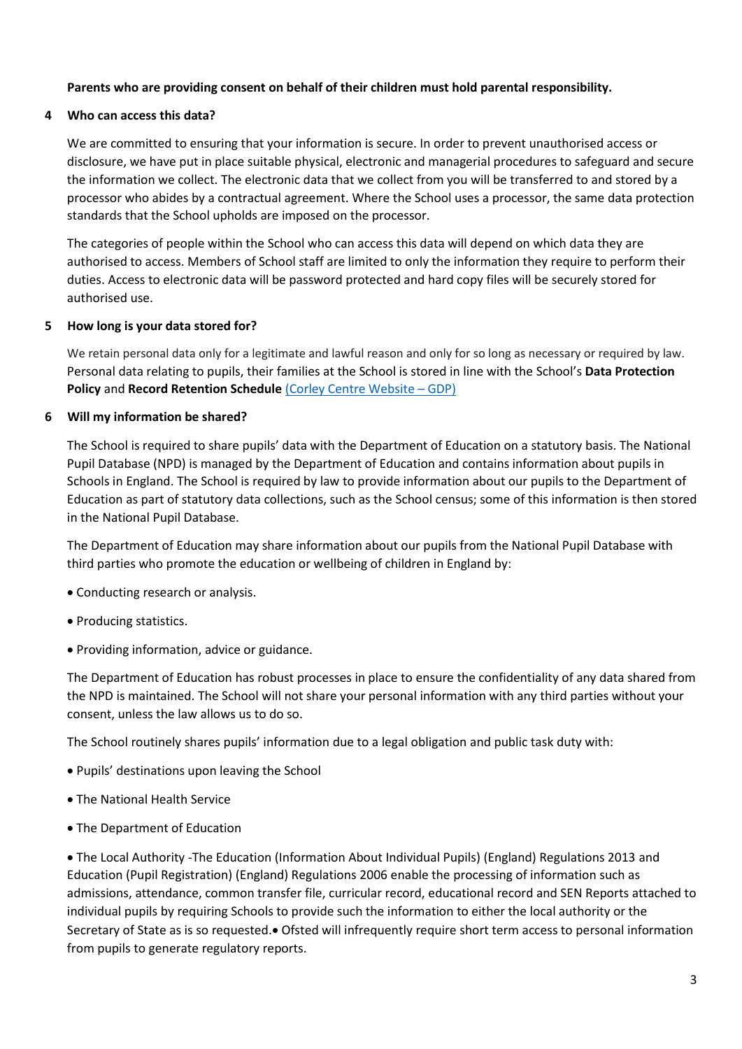**Parents who are providing consent on behalf of their children must hold parental responsibility.**

## 4 Who can access this data?

We are committed to ensuring that your information is secure. In order to prevent unauthorised access or disclosure, we have put in place suitable physical, electronic and managerial procedures to safeguard and secure the information we collect. The electronic data that we collect from you will be transferred to and stored by a processor who abides by a contractual agreement. Where the School uses a processor, the same data protection standards that the School upholds are imposed on the processor.

The categories of people within the School who can access this data will depend on which data they are authorised to access. Members of School staff are limited to only the information they require to perform their duties. Access to electronic data will be password protected and hard copy files will be securely stored for authorised use.

## 5 How long is your data stored for?

We retain personal data only for a legitimate and lawful reason and only for so long as necessary or required by law. Personal data relating to pupils, their families at the School is stored in line with the School's **Data Protection Policy** and **Record Retention Schedule** (Corley Centre Website – GDP)

## 6 Will my information be shared?

The School is required to share pupils' data with the Department of Education on a statutory basis. The National Pupil Database (NPD) is managed by the Department of Education and contains information about pupils in Schools in England. The School is required by law to provide information about our pupils to the Department of Education as part of statutory data collections, such as the School census; some of this information is then stored in the National Pupil Database.

The Department of Education may share information about our pupils from the National Pupil Database with third parties who promote the education or wellbeing of children in England by:

- Conducting research or analysis.
- Producing statistics.
- Providing information, advice or guidance.

The Department of Education has robust processes in place to ensure the confidentiality of any data shared from the NPD is maintained. The School will not share your personal information with any third parties without your consent, unless the law allows us to do so.

The School routinely shares pupils' information due to a legal obligation and public task duty with:

- Pupils' destinations upon leaving the School
- The National Health Service
- The Department of Education
- The Local Authority -The Education (Information About Individual Pupils) (England) Regulations 2013 and Education (Pupil Registration) (England) Regulations 2006 enable the processing of information such as admissions, attendance, common transfer file, curricular record, educational record and SEN Reports attached to individual pupils by requiring Schools to provide such the information to either the local authority or the Secretary of State as is so requested.
- Ofsted will infrequently require short term access to personal information from pupils to generate regulatory reports.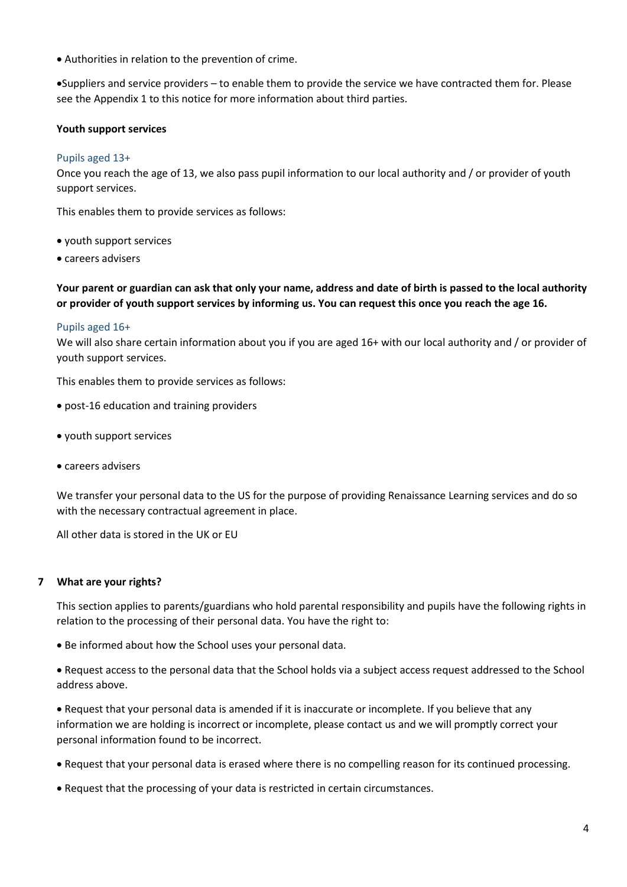- Authorities in relation to the prevention of crime.
- Suppliers and service providers – to enable them to provide the service we have contracted them for. Please see the Appendix 1 to this notice for more information about third parties.

**Youth support services**

### Pupils aged 13+

Once you reach the age of 13, we also pass pupil information to our local authority and / or provider of youth support services.

This enables them to provide services as follows:

- youth support services
- careers advisers

**Your parent or guardian can ask that only your name, address and date of birth is passed to the local authority or provider of youth support services by informing us. You can request this once you reach the age 16.**

### Pupils aged 16+

We will also share certain information about you if you are aged 16+ with our local authority and / or provider of youth support services.

This enables them to provide services as follows:

- post-16 education and training providers
- youth support services
- careers advisers

We transfer your personal data to the US for the purpose of providing Renaissance Learning services and do so with the necessary contractual agreement in place.

All other data is stored in the UK or EU

## 7 What are your rights?

This section applies to parents/guardians who hold parental responsibility and pupils have the following rights in relation to the processing of their personal data. You have the right to:

- Be informed about how the School uses your personal data.
- Request access to the personal data that the School holds via a subject access request addressed to the School address above.
- Request that your personal data is amended if it is inaccurate or incomplete. If you believe that any information we are holding is incorrect or incomplete, please contact us and we will promptly correct your personal information found to be incorrect.
- Request that your personal data is erased where there is no compelling reason for its continued processing.
- Request that the processing of your data is restricted in certain circumstances.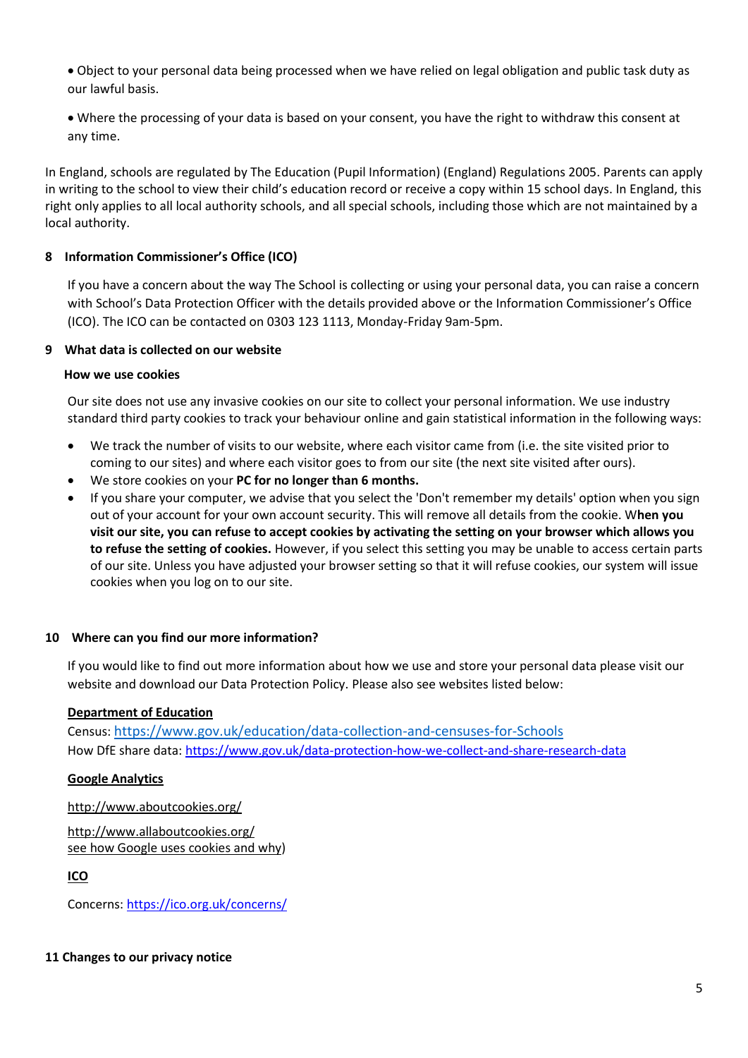- Object to your personal data being processed when we have relied on legal obligation and public task duty as our lawful basis.
- Where the processing of your data is based on your consent, you have the right to withdraw this consent at any time.

In England, schools are regulated by The Education (Pupil Information) (England) Regulations 2005. Parents can apply in writing to the school to view their child's education record or receive a copy within 15 school days. In England, this right only applies to all local authority schools, and all special schools, including those which are not maintained by a local authority.

## 8 Information Commissioner's Office (ICO)

If you have a concern about the way The School is collecting or using your personal data, you can raise a concern with School's Data Protection Officer with the details provided above or the Information Commissioner's Office (ICO). The ICO can be contacted on 0303 123 1113, Monday-Friday 9am-5pm.

## 9 What data is collected on our website

### How we use cookies

Our site does not use any invasive cookies on our site to collect your personal information. We use industry standard third party cookies to track your behaviour online and gain statistical information in the following ways:

- We track the number of visits to our website, where each visitor came from (i.e. the site visited prior to coming to our sites) and where each visitor goes to from our site (the next site visited after ours).
- We store cookies on your **PC for no longer than 6 months.**
- If you share your computer, we advise that you select the 'Don't remember my details' option when you sign out of your account for your own account security. This will remove all details from the cookie. W**hen you visit our site, you can refuse to accept cookies by activating the setting on your browser which allows you to refuse the setting of cookies.** However, if you select this setting you may be unable to access certain parts of our site. Unless you have adjusted your browser setting so that it will refuse cookies, our system will issue cookies when you log on to our site.

## 10 Where can you find our more information?

If you would like to find out more information about how we use and store your personal data please visit our website and download our Data Protection Policy. Please also see websites listed below:

**Department of Education**

Census: https://www.gov.uk/education/data-collection-and-censuses-for-Schools
How DfE share data: https://www.gov.uk/data-protection-how-we-collect-and-share-research-data

**Google Analytics**

http://www.aboutcookies.org/

http://www.allaboutcookies.org/
see how Google uses cookies and why)

**ICO**

Concerns: https://ico.org.uk/concerns/

## 11 Changes to our privacy notice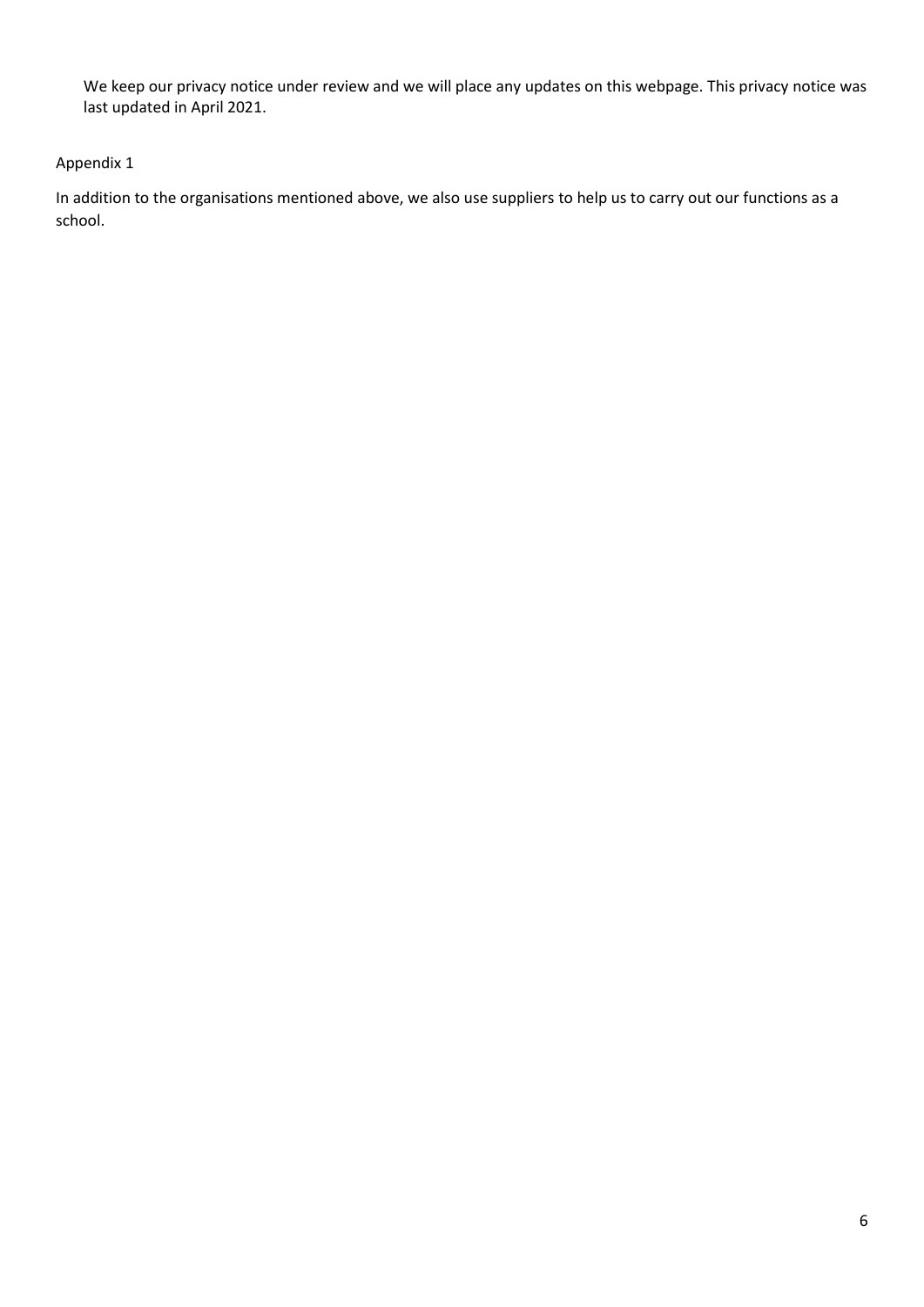We keep our privacy notice under review and we will place any updates on this webpage. This privacy notice was last updated in April 2021.

Appendix 1

In addition to the organisations mentioned above, we also use suppliers to help us to carry out our functions as a school.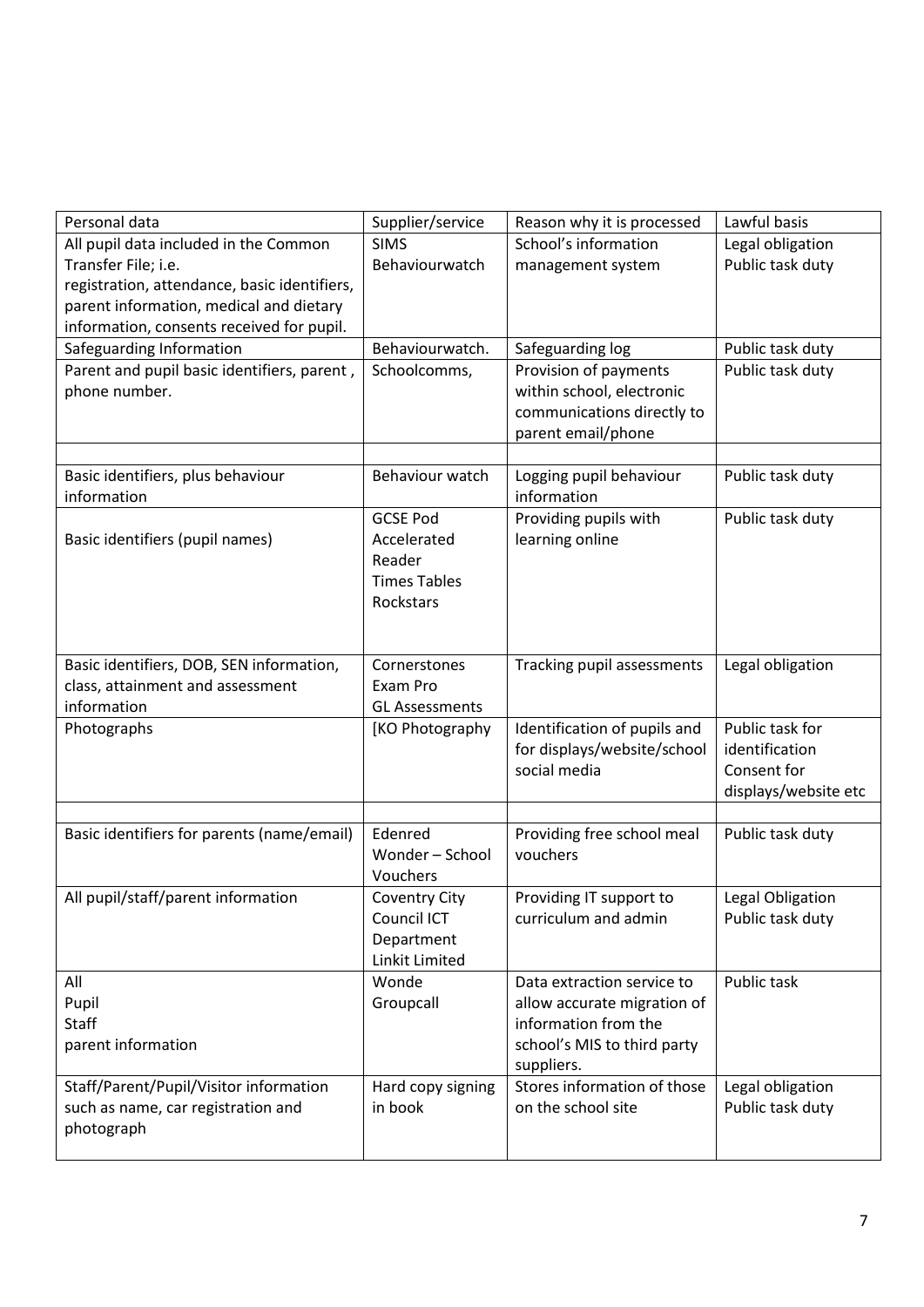| Personal data | Supplier/service | Reason why it is processed | Lawful basis |
|---|---|---|---|
| All pupil data included in the Common Transfer File; i.e. registration, attendance, basic identifiers, parent information, medical and dietary information, consents received for pupil. | SIMS Behaviourwatch | School's information management system | Legal obligation Public task duty |
| Safeguarding Information | Behaviourwatch. | Safeguarding log | Public task duty |
| Parent and pupil basic identifiers, parent , phone number. | Schoolcomms, | Provision of payments within school, electronic communications directly to parent email/phone | Public task duty |
| | | | |
| Basic identifiers, plus behaviour information | Behaviour watch | Logging pupil behaviour information | Public task duty |
| Basic identifiers (pupil names) | GCSE Pod Accelerated Reader Times Tables Rockstars | Providing pupils with learning online | Public task duty |
| Basic identifiers, DOB, SEN information, class, attainment and assessment information | Cornerstones Exam Pro GL Assessments | Tracking pupil assessments | Legal obligation |
| Photographs | [KO Photography | Identification of pupils and for displays/website/school social media | Public task for identification Consent for displays/website etc |
| | | | |
| Basic identifiers for parents (name/email) | Edenred Wonder – School Vouchers | Providing free school meal vouchers | Public task duty |
| All pupil/staff/parent information | Coventry City Council ICT Department Linkit Limited | Providing IT support to curriculum and admin | Legal Obligation Public task duty |
| All Pupil Staff parent information | Wonde Groupcall | Data extraction service to allow accurate migration of information from the school's MIS to third party suppliers. | Public task |
| Staff/Parent/Pupil/Visitor information such as name, car registration and photograph | Hard copy signing in book | Stores information of those on the school site | Legal obligation Public task duty |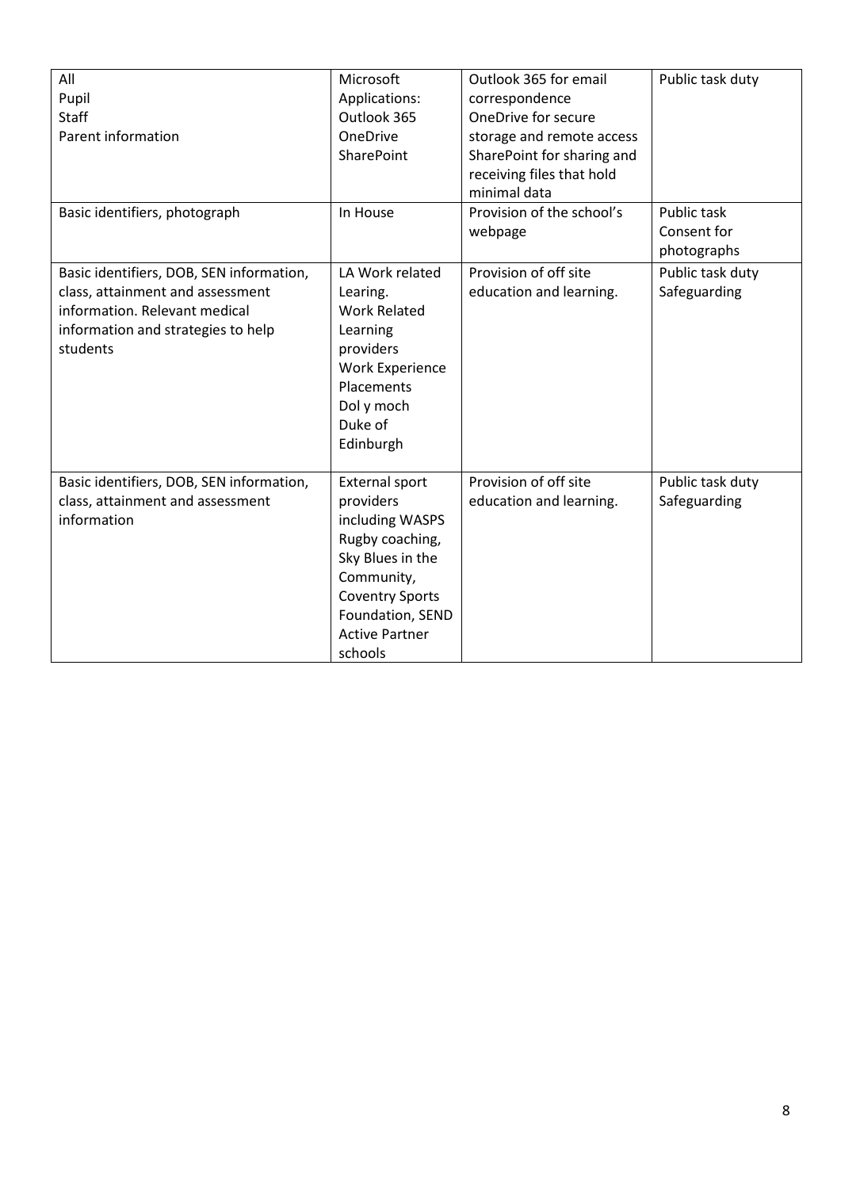| | | | |
|---|---|---|---|
| All<br>Pupil<br>Staff<br>Parent information | Microsoft Applications:<br>Outlook 365<br>OneDrive<br>SharePoint | Outlook 365 for email correspondence<br>OneDrive for secure storage and remote access<br>SharePoint for sharing and receiving files that hold minimal data | Public task duty |
| Basic identifiers, photograph | In House | Provision of the school's webpage | Public task<br>Consent for photographs |
| Basic identifiers, DOB, SEN information, class, attainment and assessment information. Relevant medical information and strategies to help students | LA Work related Learing.<br>Work Related Learning providers<br>Work Experience Placements<br>Dol y moch<br>Duke of Edinburgh | Provision of off site education and learning. | Public task duty<br>Safeguarding |
| Basic identifiers, DOB, SEN information, class, attainment and assessment information | External sport providers including WASPS Rugby coaching, Sky Blues in the Community, Coventry Sports Foundation, SEND Active Partner schools | Provision of off site education and learning. | Public task duty<br>Safeguarding |